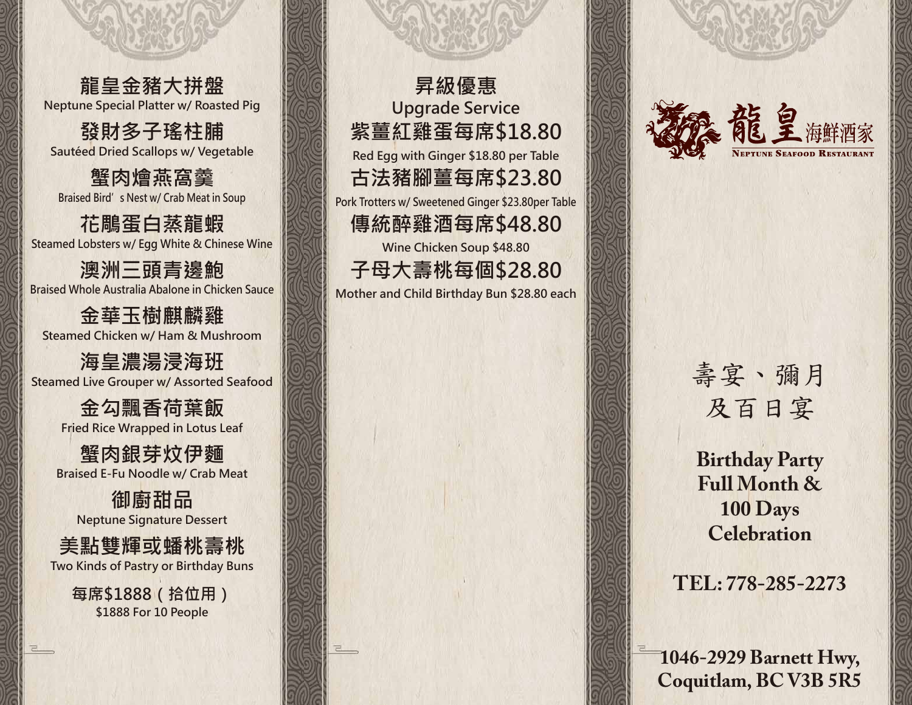龍皇金豬大拼盤
Neptune Special Platter w/ Roasted Pig

發財多子瑤柱脯
Sautéed Dried Scallops w/ Vegetable

蟹肉燴燕窩羹
Braised Bird’s Nest w/ Crab Meat in Soup

花雕蛋白蒸龍蝦
Steamed Lobsters w/ Egg White & Chinese Wine

澳洲三頭青邊鮑
Braised Whole Australia Abalone in Chicken Sauce

金華玉樹麒麟雞
Steamed Chicken w/ Ham & Mushroom

海皇濃湯浸海班
Steamed Live Grouper w/ Assorted Seafood

金勾飄香荷葉飯
Fried Rice Wrapped in Lotus Leaf

蟹肉銀芽炆伊麵
Braised E-Fu Noodle w/ Crab Meat

御廚甜品
Neptune Signature Dessert

美點雙輝或蟠桃壽桃
Two Kinds of Pastry or Birthday Buns

每席$1888（拾位用）
$1888 For 10 People

## 昇級優惠
## Upgrade Service

**紫薑紅雞蛋每席$18.80**
Red Egg with Ginger $18.80 per Table

**古法豬腳薑每席$23.80**
Pork Trotters w/ Sweetened Ginger $23.80per Table

**傳統醉雞酒每席$48.80**
Wine Chicken Soup $48.80

**子母大壽桃每個$28.80**
Mother and Child Birthday Bun $28.80 each

# 龍皇海鮮酒家
# NEPTUNE SEAFOOD RESTAURANT

## 壽宴、彌月及百日宴

## Birthday Party Full Month & 100 Days Celebration

**TEL: 778-285-2273**

**1046-2929 Barnett Hwy, Coquitlam, BC V3B 5R5**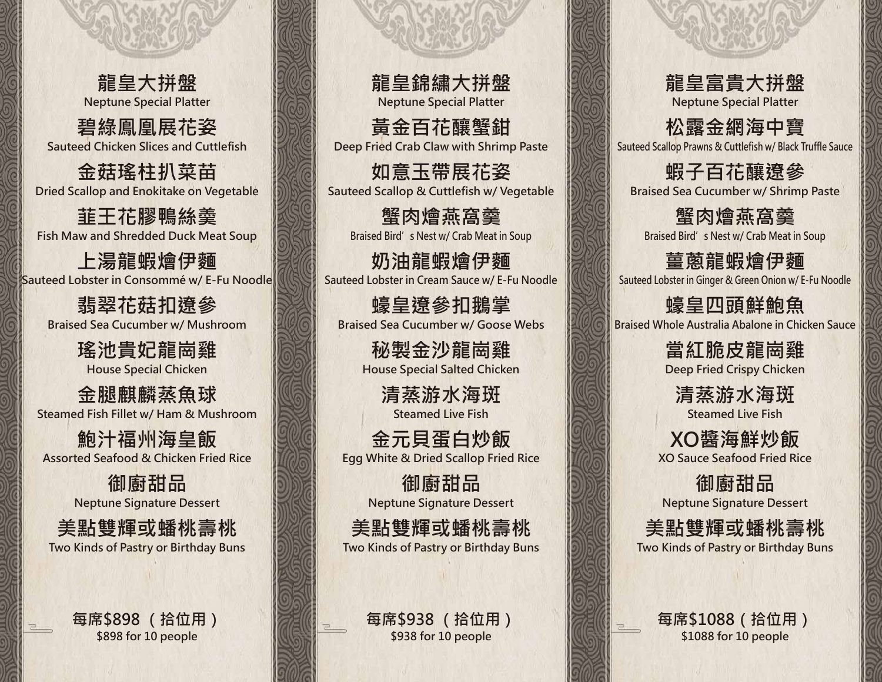## 龍皇大拼盤
Neptune Special Platter

碧綠鳳凰展花姿
Sauteed Chicken Slices and Cuttlefish

金菇瑤柱扒菜苗
Dried Scallop and Enokitake on Vegetable

韮王花膠鴨絲羹
Fish Maw and Shredded Duck Meat Soup

上湯龍蝦燴伊麵
Sauteed Lobster in Consommé w/ E-Fu Noodle

翡翠花菇扣遼參
Braised Sea Cucumber w/ Mushroom

瑤池貴妃龍崗雞
House Special Chicken

金腿麒麟蒸魚球
Steamed Fish Fillet w/ Ham & Mushroom

鮑汁福州海皇飯
Assorted Seafood & Chicken Fried Rice

御廚甜品
Neptune Signature Dessert

美點雙輝或蟠桃壽桃
Two Kinds of Pastry or Birthday Buns

每席$898 （拾位用）
$898 for 10 people

## 龍皇錦繡大拼盤
Neptune Special Platter

黃金百花釀蟹鉗
Deep Fried Crab Claw with Shrimp Paste

如意玉帶展花姿
Sauteed Scallop & Cuttlefish w/ Vegetable

蟹肉燴燕窩羹
Braised Bird's Nest w/ Crab Meat in Soup

奶油龍蝦燴伊麵
Sauteed Lobster in Cream Sauce w/ E-Fu Noodle

蠔皇遼參扣鵝掌
Braised Sea Cucumber w/ Goose Webs

秘製金沙龍崗雞
House Special Salted Chicken

清蒸游水海斑
Steamed Live Fish

金元貝蛋白炒飯
Egg White & Dried Scallop Fried Rice

御廚甜品
Neptune Signature Dessert

美點雙輝或蟠桃壽桃
Two Kinds of Pastry or Birthday Buns

每席$938 （拾位用）
$938 for 10 people

## 龍皇富貴大拼盤
Neptune Special Platter

松露金網海中寶
Sauteed Scallop Prawns & Cuttlefish w/ Black Truffle Sauce

蝦子百花釀遼參
Braised Sea Cucumber w/ Shrimp Paste

蟹肉燴燕窩羹
Braised Bird's Nest w/ Crab Meat in Soup

薑蔥龍蝦燴伊麵
Sauteed Lobster in Ginger & Green Onion w/ E-Fu Noodle

蠔皇四頭鮮鮑魚
Braised Whole Australia Abalone in Chicken Sauce

當紅脆皮龍崗雞
Deep Fried Crispy Chicken

清蒸游水海斑
Steamed Live Fish

XO醬海鮮炒飯
XO Sauce Seafood Fried Rice

御廚甜品
Neptune Signature Dessert

美點雙輝或蟠桃壽桃
Two Kinds of Pastry or Birthday Buns

每席$1088（拾位用）
$1088 for 10 people